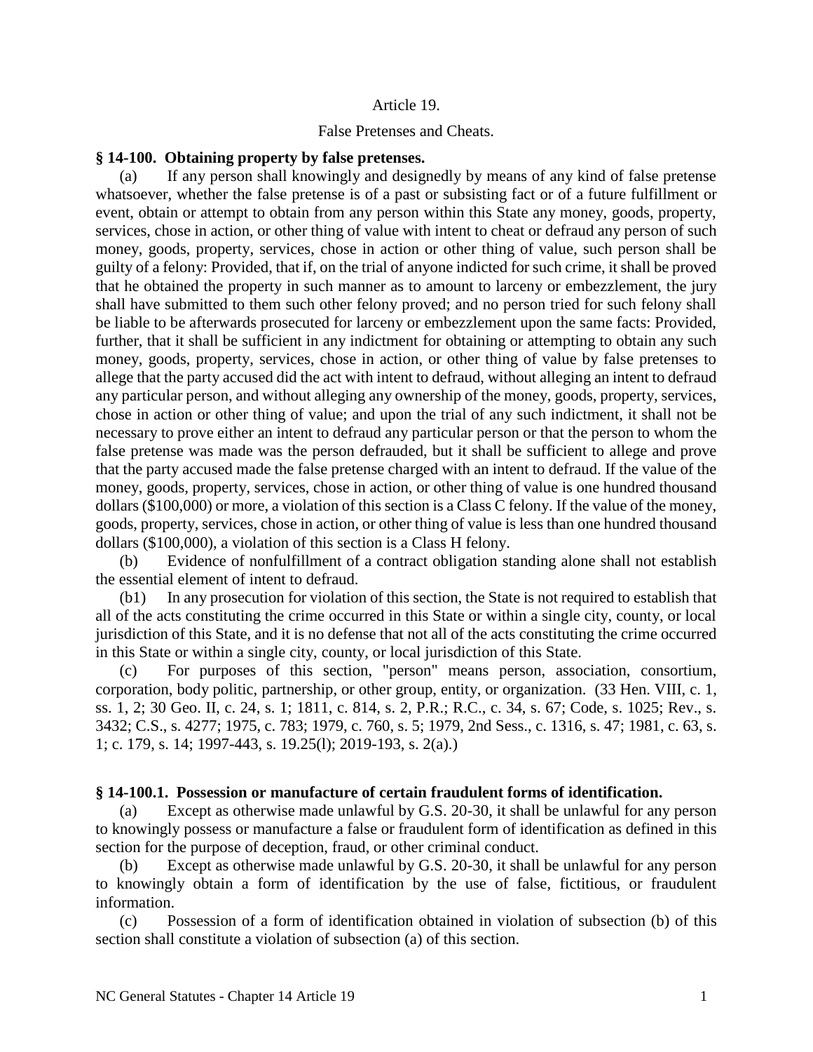## Article 19.

## False Pretenses and Cheats.

**§ 14-100. Obtaining property by false pretenses.**

(a) If any person shall knowingly and designedly by means of any kind of false pretense whatsoever, whether the false pretense is of a past or subsisting fact or of a future fulfillment or event, obtain or attempt to obtain from any person within this State any money, goods, property, services, chose in action, or other thing of value with intent to cheat or defraud any person of such money, goods, property, services, chose in action or other thing of value, such person shall be guilty of a felony: Provided, that if, on the trial of anyone indicted for such crime, it shall be proved that he obtained the property in such manner as to amount to larceny or embezzlement, the jury shall have submitted to them such other felony proved; and no person tried for such felony shall be liable to be afterwards prosecuted for larceny or embezzlement upon the same facts: Provided, further, that it shall be sufficient in any indictment for obtaining or attempting to obtain any such money, goods, property, services, chose in action, or other thing of value by false pretenses to allege that the party accused did the act with intent to defraud, without alleging an intent to defraud any particular person, and without alleging any ownership of the money, goods, property, services, chose in action or other thing of value; and upon the trial of any such indictment, it shall not be necessary to prove either an intent to defraud any particular person or that the person to whom the false pretense was made was the person defrauded, but it shall be sufficient to allege and prove that the party accused made the false pretense charged with an intent to defraud. If the value of the money, goods, property, services, chose in action, or other thing of value is one hundred thousand dollars ($100,000) or more, a violation of this section is a Class C felony. If the value of the money, goods, property, services, chose in action, or other thing of value is less than one hundred thousand dollars ($100,000), a violation of this section is a Class H felony.

(b) Evidence of nonfulfillment of a contract obligation standing alone shall not establish the essential element of intent to defraud.

(b1) In any prosecution for violation of this section, the State is not required to establish that all of the acts constituting the crime occurred in this State or within a single city, county, or local jurisdiction of this State, and it is no defense that not all of the acts constituting the crime occurred in this State or within a single city, county, or local jurisdiction of this State.

(c) For purposes of this section, "person" means person, association, consortium, corporation, body politic, partnership, or other group, entity, or organization. (33 Hen. VIII, c. 1, ss. 1, 2; 30 Geo. II, c. 24, s. 1; 1811, c. 814, s. 2, P.R.; R.C., c. 34, s. 67; Code, s. 1025; Rev., s. 3432; C.S., s. 4277; 1975, c. 783; 1979, c. 760, s. 5; 1979, 2nd Sess., c. 1316, s. 47; 1981, c. 63, s. 1; c. 179, s. 14; 1997-443, s. 19.25(l); 2019-193, s. 2(a).)

**§ 14-100.1. Possession or manufacture of certain fraudulent forms of identification.**

(a) Except as otherwise made unlawful by G.S. 20-30, it shall be unlawful for any person to knowingly possess or manufacture a false or fraudulent form of identification as defined in this section for the purpose of deception, fraud, or other criminal conduct.

(b) Except as otherwise made unlawful by G.S. 20-30, it shall be unlawful for any person to knowingly obtain a form of identification by the use of false, fictitious, or fraudulent information.

(c) Possession of a form of identification obtained in violation of subsection (b) of this section shall constitute a violation of subsection (a) of this section.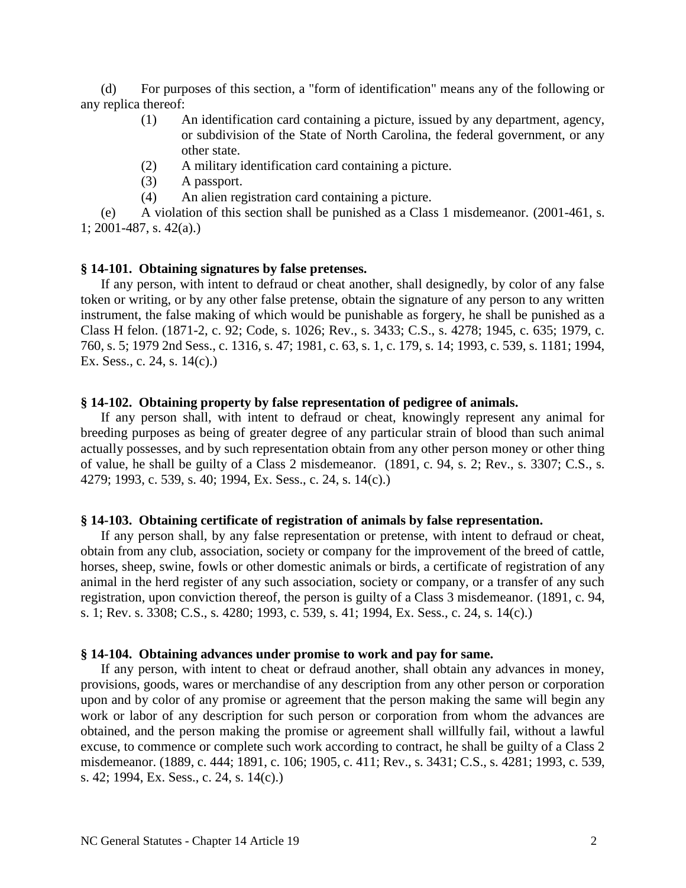(d) For purposes of this section, a "form of identification" means any of the following or any replica thereof:

(1) An identification card containing a picture, issued by any department, agency, or subdivision of the State of North Carolina, the federal government, or any other state.

(2) A military identification card containing a picture.

(3) A passport.

(4) An alien registration card containing a picture.

(e) A violation of this section shall be punished as a Class 1 misdemeanor. (2001-461, s. 1; 2001-487, s. 42(a).)

**§ 14-101. Obtaining signatures by false pretenses.**

If any person, with intent to defraud or cheat another, shall designedly, by color of any false token or writing, or by any other false pretense, obtain the signature of any person to any written instrument, the false making of which would be punishable as forgery, he shall be punished as a Class H felon. (1871-2, c. 92; Code, s. 1026; Rev., s. 3433; C.S., s. 4278; 1945, c. 635; 1979, c. 760, s. 5; 1979 2nd Sess., c. 1316, s. 47; 1981, c. 63, s. 1, c. 179, s. 14; 1993, c. 539, s. 1181; 1994, Ex. Sess., c. 24, s. 14(c).)

**§ 14-102. Obtaining property by false representation of pedigree of animals.**

If any person shall, with intent to defraud or cheat, knowingly represent any animal for breeding purposes as being of greater degree of any particular strain of blood than such animal actually possesses, and by such representation obtain from any other person money or other thing of value, he shall be guilty of a Class 2 misdemeanor. (1891, c. 94, s. 2; Rev., s. 3307; C.S., s. 4279; 1993, c. 539, s. 40; 1994, Ex. Sess., c. 24, s. 14(c).)

**§ 14-103. Obtaining certificate of registration of animals by false representation.**

If any person shall, by any false representation or pretense, with intent to defraud or cheat, obtain from any club, association, society or company for the improvement of the breed of cattle, horses, sheep, swine, fowls or other domestic animals or birds, a certificate of registration of any animal in the herd register of any such association, society or company, or a transfer of any such registration, upon conviction thereof, the person is guilty of a Class 3 misdemeanor. (1891, c. 94, s. 1; Rev. s. 3308; C.S., s. 4280; 1993, c. 539, s. 41; 1994, Ex. Sess., c. 24, s. 14(c).)

**§ 14-104. Obtaining advances under promise to work and pay for same.**

If any person, with intent to cheat or defraud another, shall obtain any advances in money, provisions, goods, wares or merchandise of any description from any other person or corporation upon and by color of any promise or agreement that the person making the same will begin any work or labor of any description for such person or corporation from whom the advances are obtained, and the person making the promise or agreement shall willfully fail, without a lawful excuse, to commence or complete such work according to contract, he shall be guilty of a Class 2 misdemeanor. (1889, c. 444; 1891, c. 106; 1905, c. 411; Rev., s. 3431; C.S., s. 4281; 1993, c. 539, s. 42; 1994, Ex. Sess., c. 24, s. 14(c).)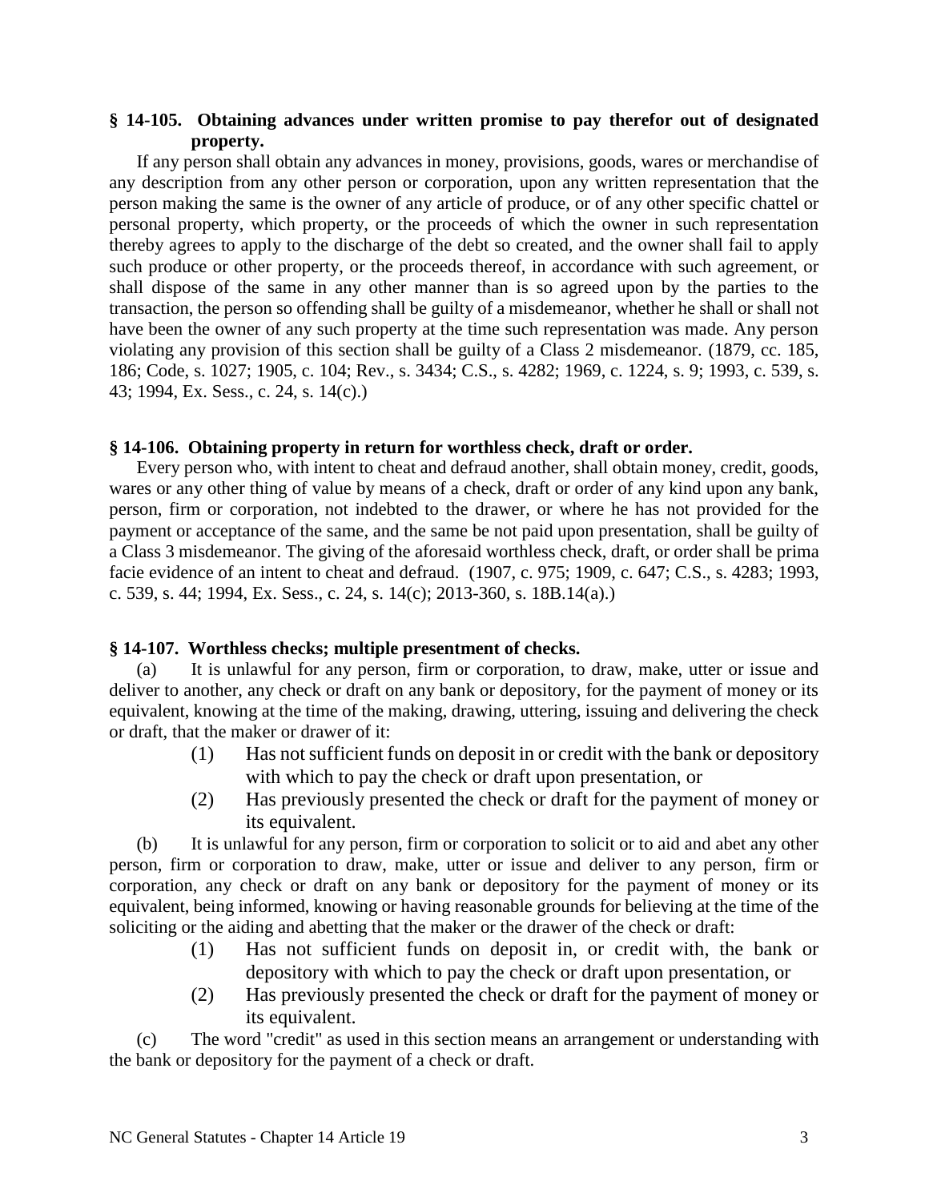**§ 14-105. Obtaining advances under written promise to pay therefor out of designated property.**

If any person shall obtain any advances in money, provisions, goods, wares or merchandise of any description from any other person or corporation, upon any written representation that the person making the same is the owner of any article of produce, or of any other specific chattel or personal property, which property, or the proceeds of which the owner in such representation thereby agrees to apply to the discharge of the debt so created, and the owner shall fail to apply such produce or other property, or the proceeds thereof, in accordance with such agreement, or shall dispose of the same in any other manner than is so agreed upon by the parties to the transaction, the person so offending shall be guilty of a misdemeanor, whether he shall or shall not have been the owner of any such property at the time such representation was made. Any person violating any provision of this section shall be guilty of a Class 2 misdemeanor. (1879, cc. 185, 186; Code, s. 1027; 1905, c. 104; Rev., s. 3434; C.S., s. 4282; 1969, c. 1224, s. 9; 1993, c. 539, s. 43; 1994, Ex. Sess., c. 24, s. 14(c).)

**§ 14-106. Obtaining property in return for worthless check, draft or order.**

Every person who, with intent to cheat and defraud another, shall obtain money, credit, goods, wares or any other thing of value by means of a check, draft or order of any kind upon any bank, person, firm or corporation, not indebted to the drawer, or where he has not provided for the payment or acceptance of the same, and the same be not paid upon presentation, shall be guilty of a Class 3 misdemeanor. The giving of the aforesaid worthless check, draft, or order shall be prima facie evidence of an intent to cheat and defraud. (1907, c. 975; 1909, c. 647; C.S., s. 4283; 1993, c. 539, s. 44; 1994, Ex. Sess., c. 24, s. 14(c); 2013-360, s. 18B.14(a).)

**§ 14-107. Worthless checks; multiple presentment of checks.**

(a) It is unlawful for any person, firm or corporation, to draw, make, utter or issue and deliver to another, any check or draft on any bank or depository, for the payment of money or its equivalent, knowing at the time of the making, drawing, uttering, issuing and delivering the check or draft, that the maker or drawer of it:

(1) Has not sufficient funds on deposit in or credit with the bank or depository with which to pay the check or draft upon presentation, or

(2) Has previously presented the check or draft for the payment of money or its equivalent.

(b) It is unlawful for any person, firm or corporation to solicit or to aid and abet any other person, firm or corporation to draw, make, utter or issue and deliver to any person, firm or corporation, any check or draft on any bank or depository for the payment of money or its equivalent, being informed, knowing or having reasonable grounds for believing at the time of the soliciting or the aiding and abetting that the maker or the drawer of the check or draft:

(1) Has not sufficient funds on deposit in, or credit with, the bank or depository with which to pay the check or draft upon presentation, or

(2) Has previously presented the check or draft for the payment of money or its equivalent.

(c) The word "credit" as used in this section means an arrangement or understanding with the bank or depository for the payment of a check or draft.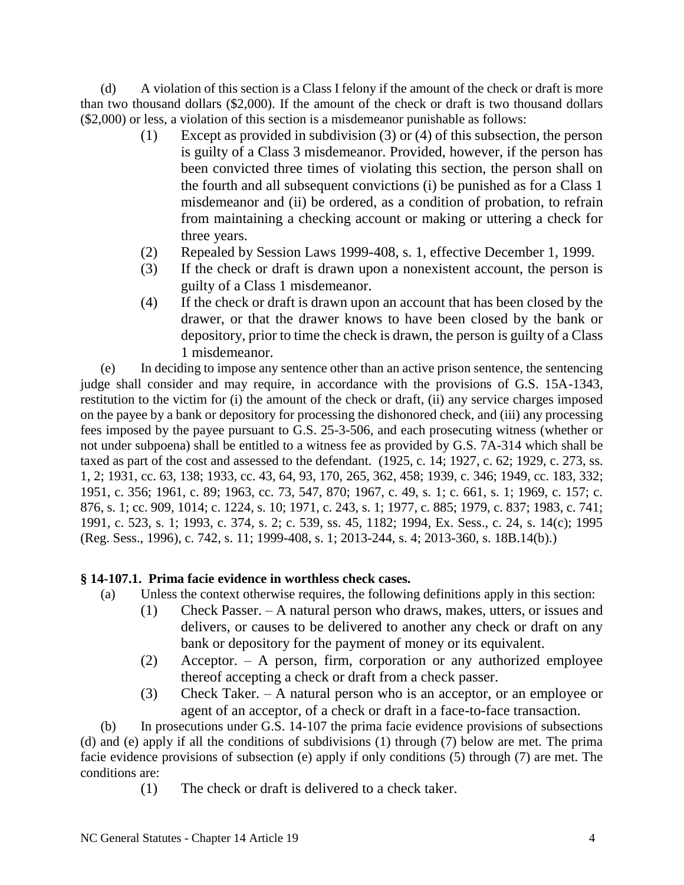(d) A violation of this section is a Class I felony if the amount of the check or draft is more than two thousand dollars ($2,000). If the amount of the check or draft is two thousand dollars ($2,000) or less, a violation of this section is a misdemeanor punishable as follows:

- (1) Except as provided in subdivision (3) or (4) of this subsection, the person is guilty of a Class 3 misdemeanor. Provided, however, if the person has been convicted three times of violating this section, the person shall on the fourth and all subsequent convictions (i) be punished as for a Class 1 misdemeanor and (ii) be ordered, as a condition of probation, to refrain from maintaining a checking account or making or uttering a check for three years.
- (2) Repealed by Session Laws 1999-408, s. 1, effective December 1, 1999.
- (3) If the check or draft is drawn upon a nonexistent account, the person is guilty of a Class 1 misdemeanor.
- (4) If the check or draft is drawn upon an account that has been closed by the drawer, or that the drawer knows to have been closed by the bank or depository, prior to time the check is drawn, the person is guilty of a Class 1 misdemeanor.

(e) In deciding to impose any sentence other than an active prison sentence, the sentencing judge shall consider and may require, in accordance with the provisions of G.S. 15A-1343, restitution to the victim for (i) the amount of the check or draft, (ii) any service charges imposed on the payee by a bank or depository for processing the dishonored check, and (iii) any processing fees imposed by the payee pursuant to G.S. 25-3-506, and each prosecuting witness (whether or not under subpoena) shall be entitled to a witness fee as provided by G.S. 7A-314 which shall be taxed as part of the cost and assessed to the defendant. (1925, c. 14; 1927, c. 62; 1929, c. 273, ss. 1, 2; 1931, cc. 63, 138; 1933, cc. 43, 64, 93, 170, 265, 362, 458; 1939, c. 346; 1949, cc. 183, 332; 1951, c. 356; 1961, c. 89; 1963, cc. 73, 547, 870; 1967, c. 49, s. 1; c. 661, s. 1; 1969, c. 157; c. 876, s. 1; cc. 909, 1014; c. 1224, s. 10; 1971, c. 243, s. 1; 1977, c. 885; 1979, c. 837; 1983, c. 741; 1991, c. 523, s. 1; 1993, c. 374, s. 2; c. 539, ss. 45, 1182; 1994, Ex. Sess., c. 24, s. 14(c); 1995 (Reg. Sess., 1996), c. 742, s. 11; 1999-408, s. 1; 2013-244, s. 4; 2013-360, s. 18B.14(b).)

**§ 14-107.1. Prima facie evidence in worthless check cases.**

(a) Unless the context otherwise requires, the following definitions apply in this section:

- (1) Check Passer. – A natural person who draws, makes, utters, or issues and delivers, or causes to be delivered to another any check or draft on any bank or depository for the payment of money or its equivalent.
- (2) Acceptor. – A person, firm, corporation or any authorized employee thereof accepting a check or draft from a check passer.
- (3) Check Taker. – A natural person who is an acceptor, or an employee or agent of an acceptor, of a check or draft in a face-to-face transaction.

(b) In prosecutions under G.S. 14-107 the prima facie evidence provisions of subsections (d) and (e) apply if all the conditions of subdivisions (1) through (7) below are met. The prima facie evidence provisions of subsection (e) apply if only conditions (5) through (7) are met. The conditions are:

- (1) The check or draft is delivered to a check taker.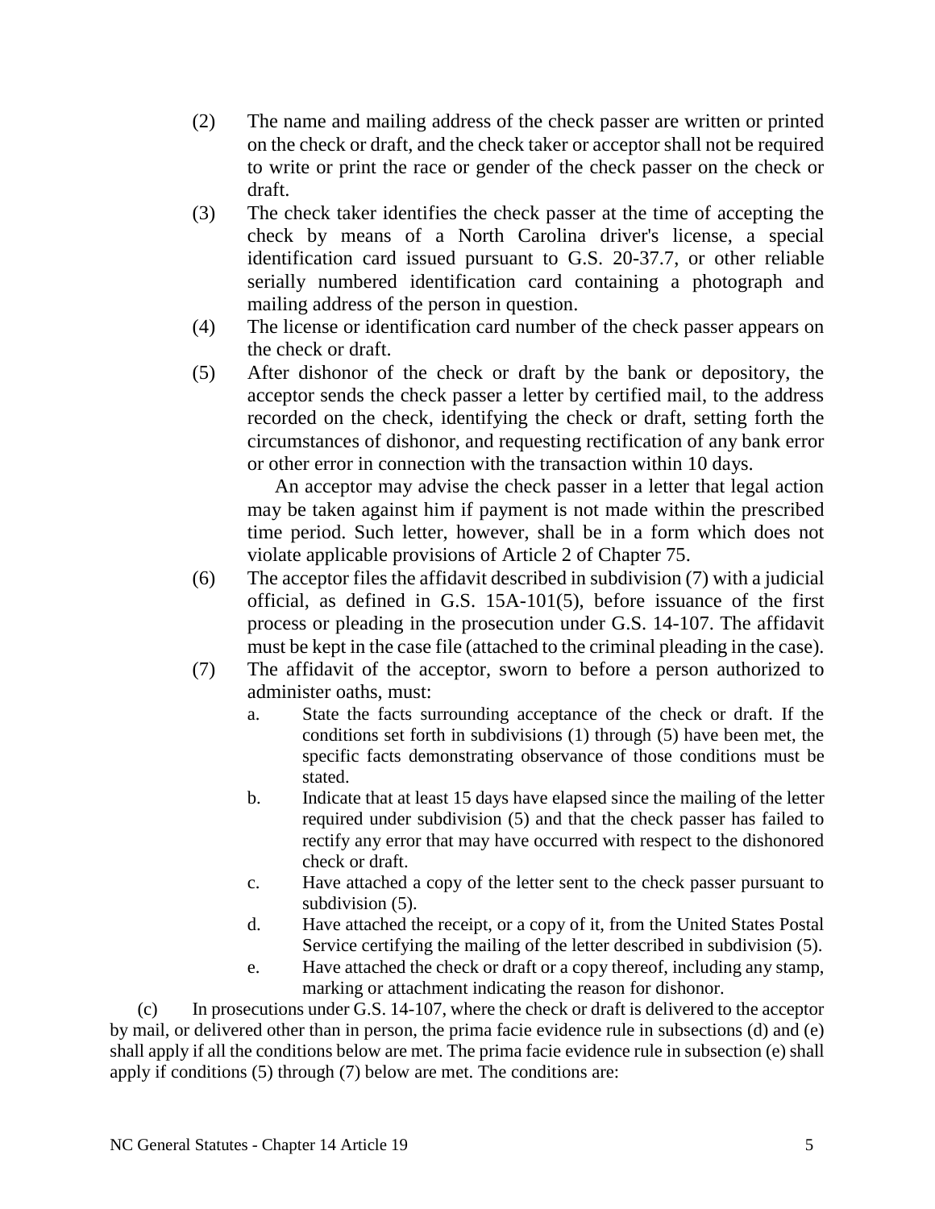(2) The name and mailing address of the check passer are written or printed on the check or draft, and the check taker or acceptor shall not be required to write or print the race or gender of the check passer on the check or draft.

(3) The check taker identifies the check passer at the time of accepting the check by means of a North Carolina driver's license, a special identification card issued pursuant to G.S. 20-37.7, or other reliable serially numbered identification card containing a photograph and mailing address of the person in question.

(4) The license or identification card number of the check passer appears on the check or draft.

(5) After dishonor of the check or draft by the bank or depository, the acceptor sends the check passer a letter by certified mail, to the address recorded on the check, identifying the check or draft, setting forth the circumstances of dishonor, and requesting rectification of any bank error or other error in connection with the transaction within 10 days.

An acceptor may advise the check passer in a letter that legal action may be taken against him if payment is not made within the prescribed time period. Such letter, however, shall be in a form which does not violate applicable provisions of Article 2 of Chapter 75.

(6) The acceptor files the affidavit described in subdivision (7) with a judicial official, as defined in G.S. 15A-101(5), before issuance of the first process or pleading in the prosecution under G.S. 14-107. The affidavit must be kept in the case file (attached to the criminal pleading in the case).

(7) The affidavit of the acceptor, sworn to before a person authorized to administer oaths, must:

a. State the facts surrounding acceptance of the check or draft. If the conditions set forth in subdivisions (1) through (5) have been met, the specific facts demonstrating observance of those conditions must be stated.

b. Indicate that at least 15 days have elapsed since the mailing of the letter required under subdivision (5) and that the check passer has failed to rectify any error that may have occurred with respect to the dishonored check or draft.

c. Have attached a copy of the letter sent to the check passer pursuant to subdivision (5).

d. Have attached the receipt, or a copy of it, from the United States Postal Service certifying the mailing of the letter described in subdivision (5).

e. Have attached the check or draft or a copy thereof, including any stamp, marking or attachment indicating the reason for dishonor.

(c) In prosecutions under G.S. 14-107, where the check or draft is delivered to the acceptor by mail, or delivered other than in person, the prima facie evidence rule in subsections (d) and (e) shall apply if all the conditions below are met. The prima facie evidence rule in subsection (e) shall apply if conditions (5) through (7) below are met. The conditions are: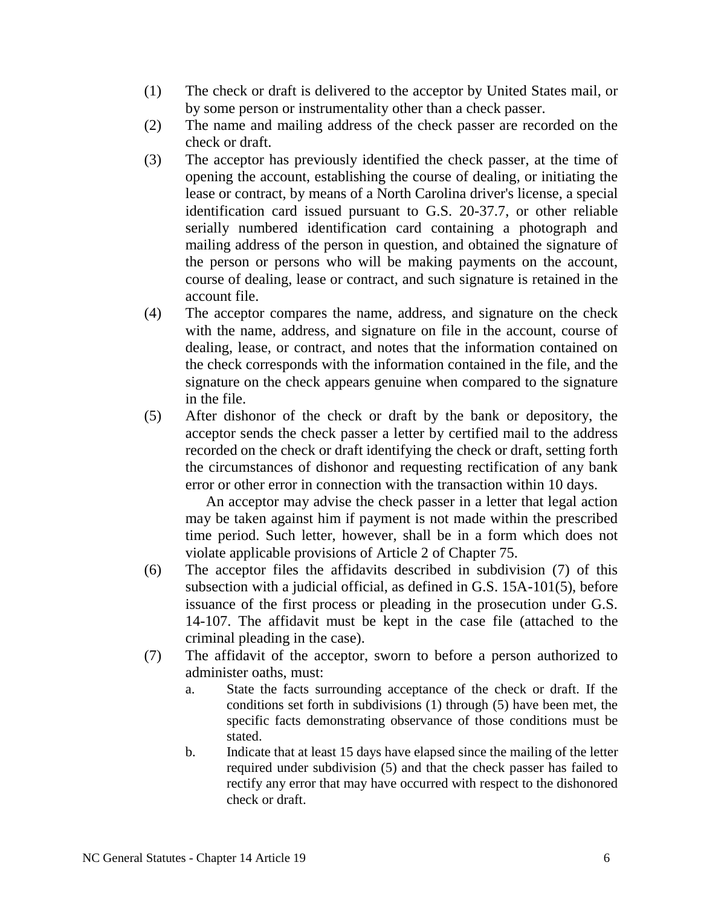(1) The check or draft is delivered to the acceptor by United States mail, or by some person or instrumentality other than a check passer.

(2) The name and mailing address of the check passer are recorded on the check or draft.

(3) The acceptor has previously identified the check passer, at the time of opening the account, establishing the course of dealing, or initiating the lease or contract, by means of a North Carolina driver's license, a special identification card issued pursuant to G.S. 20-37.7, or other reliable serially numbered identification card containing a photograph and mailing address of the person in question, and obtained the signature of the person or persons who will be making payments on the account, course of dealing, lease or contract, and such signature is retained in the account file.

(4) The acceptor compares the name, address, and signature on the check with the name, address, and signature on file in the account, course of dealing, lease, or contract, and notes that the information contained on the check corresponds with the information contained in the file, and the signature on the check appears genuine when compared to the signature in the file.

(5) After dishonor of the check or draft by the bank or depository, the acceptor sends the check passer a letter by certified mail to the address recorded on the check or draft identifying the check or draft, setting forth the circumstances of dishonor and requesting rectification of any bank error or other error in connection with the transaction within 10 days.

An acceptor may advise the check passer in a letter that legal action may be taken against him if payment is not made within the prescribed time period. Such letter, however, shall be in a form which does not violate applicable provisions of Article 2 of Chapter 75.

(6) The acceptor files the affidavits described in subdivision (7) of this subsection with a judicial official, as defined in G.S. 15A-101(5), before issuance of the first process or pleading in the prosecution under G.S. 14-107. The affidavit must be kept in the case file (attached to the criminal pleading in the case).

(7) The affidavit of the acceptor, sworn to before a person authorized to administer oaths, must:

a. State the facts surrounding acceptance of the check or draft. If the conditions set forth in subdivisions (1) through (5) have been met, the specific facts demonstrating observance of those conditions must be stated.

b. Indicate that at least 15 days have elapsed since the mailing of the letter required under subdivision (5) and that the check passer has failed to rectify any error that may have occurred with respect to the dishonored check or draft.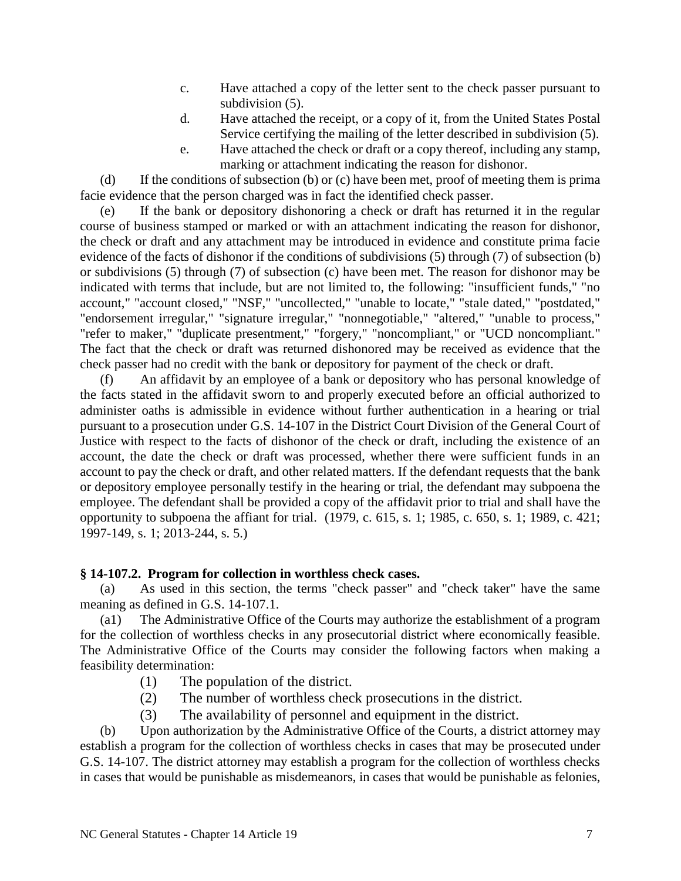c. Have attached a copy of the letter sent to the check passer pursuant to subdivision (5).

d. Have attached the receipt, or a copy of it, from the United States Postal Service certifying the mailing of the letter described in subdivision (5).

e. Have attached the check or draft or a copy thereof, including any stamp, marking or attachment indicating the reason for dishonor.

(d) If the conditions of subsection (b) or (c) have been met, proof of meeting them is prima facie evidence that the person charged was in fact the identified check passer.

(e) If the bank or depository dishonoring a check or draft has returned it in the regular course of business stamped or marked or with an attachment indicating the reason for dishonor, the check or draft and any attachment may be introduced in evidence and constitute prima facie evidence of the facts of dishonor if the conditions of subdivisions (5) through (7) of subsection (b) or subdivisions (5) through (7) of subsection (c) have been met. The reason for dishonor may be indicated with terms that include, but are not limited to, the following: "insufficient funds," "no account," "account closed," "NSF," "uncollected," "unable to locate," "stale dated," "postdated," "endorsement irregular," "signature irregular," "nonnegotiable," "altered," "unable to process," "refer to maker," "duplicate presentment," "forgery," "noncompliant," or "UCD noncompliant." The fact that the check or draft was returned dishonored may be received as evidence that the check passer had no credit with the bank or depository for payment of the check or draft.

(f) An affidavit by an employee of a bank or depository who has personal knowledge of the facts stated in the affidavit sworn to and properly executed before an official authorized to administer oaths is admissible in evidence without further authentication in a hearing or trial pursuant to a prosecution under G.S. 14-107 in the District Court Division of the General Court of Justice with respect to the facts of dishonor of the check or draft, including the existence of an account, the date the check or draft was processed, whether there were sufficient funds in an account to pay the check or draft, and other related matters. If the defendant requests that the bank or depository employee personally testify in the hearing or trial, the defendant may subpoena the employee. The defendant shall be provided a copy of the affidavit prior to trial and shall have the opportunity to subpoena the affiant for trial. (1979, c. 615, s. 1; 1985, c. 650, s. 1; 1989, c. 421; 1997-149, s. 1; 2013-244, s. 5.)

**§ 14-107.2. Program for collection in worthless check cases.**

(a) As used in this section, the terms "check passer" and "check taker" have the same meaning as defined in G.S. 14-107.1.

(a1) The Administrative Office of the Courts may authorize the establishment of a program for the collection of worthless checks in any prosecutorial district where economically feasible. The Administrative Office of the Courts may consider the following factors when making a feasibility determination:

(1) The population of the district.

(2) The number of worthless check prosecutions in the district.

(3) The availability of personnel and equipment in the district.

(b) Upon authorization by the Administrative Office of the Courts, a district attorney may establish a program for the collection of worthless checks in cases that may be prosecuted under G.S. 14-107. The district attorney may establish a program for the collection of worthless checks in cases that would be punishable as misdemeanors, in cases that would be punishable as felonies,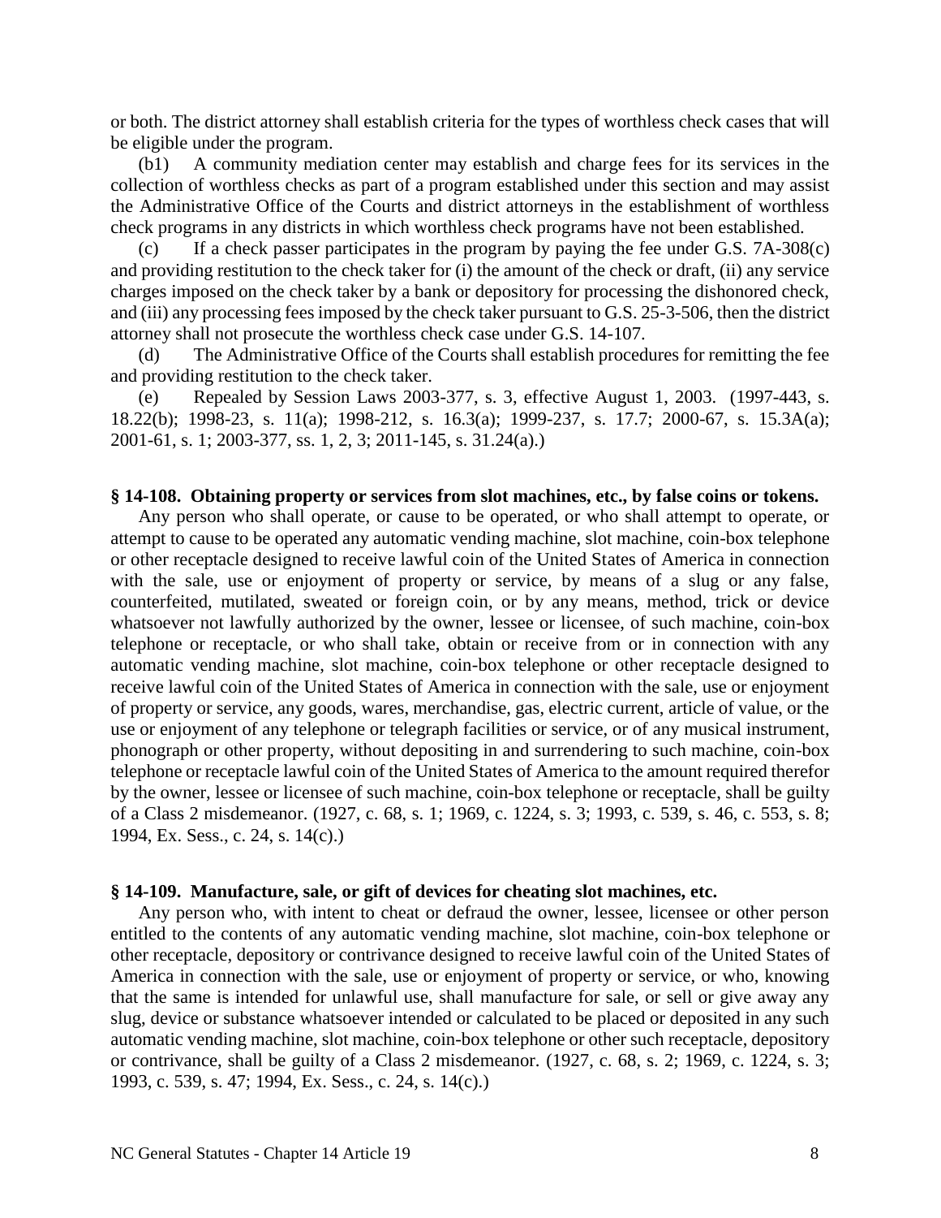or both. The district attorney shall establish criteria for the types of worthless check cases that will be eligible under the program.

(b1) A community mediation center may establish and charge fees for its services in the collection of worthless checks as part of a program established under this section and may assist the Administrative Office of the Courts and district attorneys in the establishment of worthless check programs in any districts in which worthless check programs have not been established.

(c) If a check passer participates in the program by paying the fee under G.S. 7A-308(c) and providing restitution to the check taker for (i) the amount of the check or draft, (ii) any service charges imposed on the check taker by a bank or depository for processing the dishonored check, and (iii) any processing fees imposed by the check taker pursuant to G.S. 25-3-506, then the district attorney shall not prosecute the worthless check case under G.S. 14-107.

(d) The Administrative Office of the Courts shall establish procedures for remitting the fee and providing restitution to the check taker.

(e) Repealed by Session Laws 2003-377, s. 3, effective August 1, 2003. (1997-443, s. 18.22(b); 1998-23, s. 11(a); 1998-212, s. 16.3(a); 1999-237, s. 17.7; 2000-67, s. 15.3A(a); 2001-61, s. 1; 2003-377, ss. 1, 2, 3; 2011-145, s. 31.24(a).)

**§ 14-108. Obtaining property or services from slot machines, etc., by false coins or tokens.**

Any person who shall operate, or cause to be operated, or who shall attempt to operate, or attempt to cause to be operated any automatic vending machine, slot machine, coin-box telephone or other receptacle designed to receive lawful coin of the United States of America in connection with the sale, use or enjoyment of property or service, by means of a slug or any false, counterfeited, mutilated, sweated or foreign coin, or by any means, method, trick or device whatsoever not lawfully authorized by the owner, lessee or licensee, of such machine, coin-box telephone or receptacle, or who shall take, obtain or receive from or in connection with any automatic vending machine, slot machine, coin-box telephone or other receptacle designed to receive lawful coin of the United States of America in connection with the sale, use or enjoyment of property or service, any goods, wares, merchandise, gas, electric current, article of value, or the use or enjoyment of any telephone or telegraph facilities or service, or of any musical instrument, phonograph or other property, without depositing in and surrendering to such machine, coin-box telephone or receptacle lawful coin of the United States of America to the amount required therefor by the owner, lessee or licensee of such machine, coin-box telephone or receptacle, shall be guilty of a Class 2 misdemeanor. (1927, c. 68, s. 1; 1969, c. 1224, s. 3; 1993, c. 539, s. 46, c. 553, s. 8; 1994, Ex. Sess., c. 24, s. 14(c).)

**§ 14-109. Manufacture, sale, or gift of devices for cheating slot machines, etc.**

Any person who, with intent to cheat or defraud the owner, lessee, licensee or other person entitled to the contents of any automatic vending machine, slot machine, coin-box telephone or other receptacle, depository or contrivance designed to receive lawful coin of the United States of America in connection with the sale, use or enjoyment of property or service, or who, knowing that the same is intended for unlawful use, shall manufacture for sale, or sell or give away any slug, device or substance whatsoever intended or calculated to be placed or deposited in any such automatic vending machine, slot machine, coin-box telephone or other such receptacle, depository or contrivance, shall be guilty of a Class 2 misdemeanor. (1927, c. 68, s. 2; 1969, c. 1224, s. 3; 1993, c. 539, s. 47; 1994, Ex. Sess., c. 24, s. 14(c).)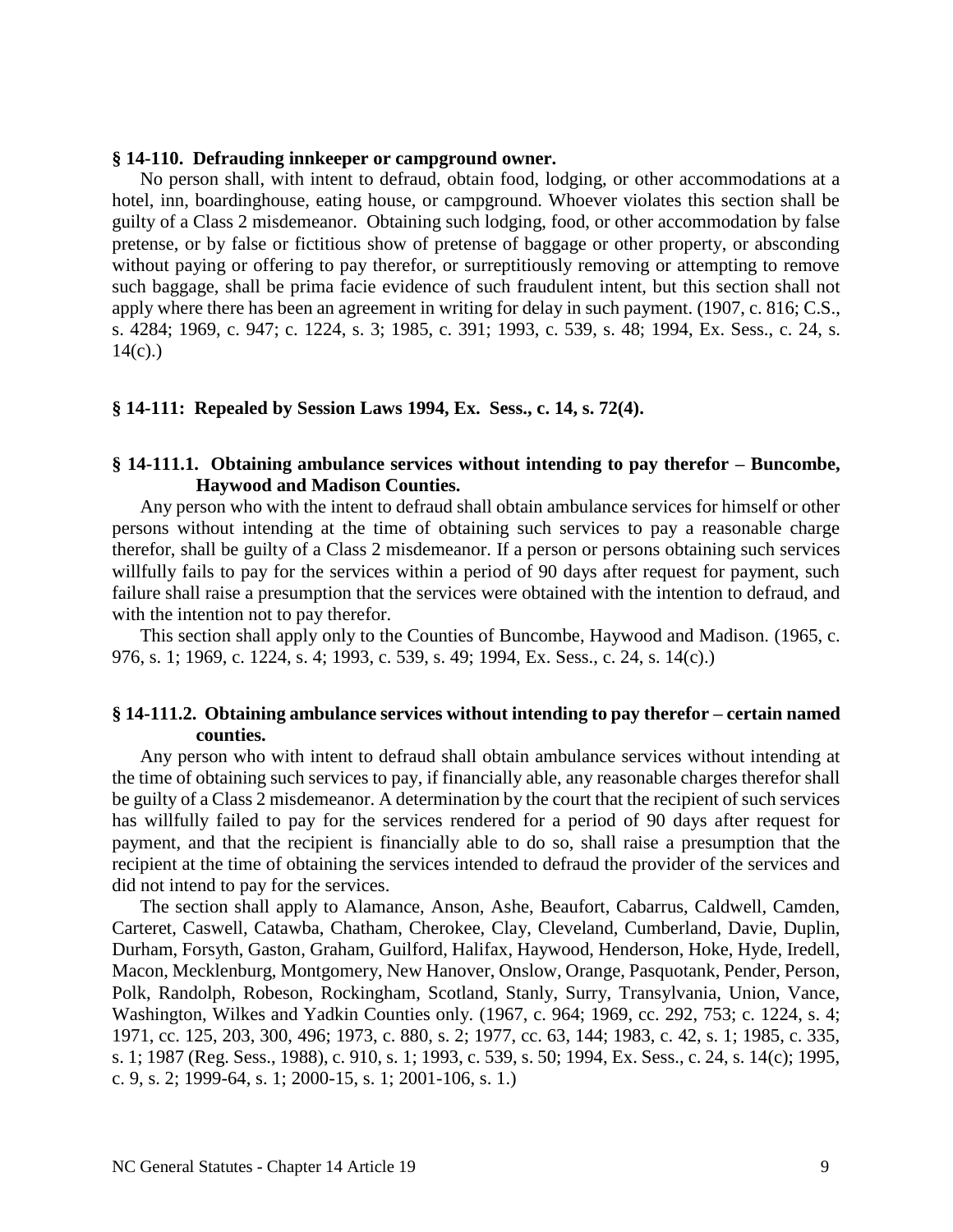**§ 14-110. Defrauding innkeeper or campground owner.**

No person shall, with intent to defraud, obtain food, lodging, or other accommodations at a hotel, inn, boardinghouse, eating house, or campground. Whoever violates this section shall be guilty of a Class 2 misdemeanor. Obtaining such lodging, food, or other accommodation by false pretense, or by false or fictitious show of pretense of baggage or other property, or absconding without paying or offering to pay therefor, or surreptitiously removing or attempting to remove such baggage, shall be prima facie evidence of such fraudulent intent, but this section shall not apply where there has been an agreement in writing for delay in such payment. (1907, c. 816; C.S., s. 4284; 1969, c. 947; c. 1224, s. 3; 1985, c. 391; 1993, c. 539, s. 48; 1994, Ex. Sess., c. 24, s. 14(c).)

**§ 14-111: Repealed by Session Laws 1994, Ex. Sess., c. 14, s. 72(4).**

**§ 14-111.1. Obtaining ambulance services without intending to pay therefor – Buncombe, Haywood and Madison Counties.**

Any person who with the intent to defraud shall obtain ambulance services for himself or other persons without intending at the time of obtaining such services to pay a reasonable charge therefor, shall be guilty of a Class 2 misdemeanor. If a person or persons obtaining such services willfully fails to pay for the services within a period of 90 days after request for payment, such failure shall raise a presumption that the services were obtained with the intention to defraud, and with the intention not to pay therefor.

This section shall apply only to the Counties of Buncombe, Haywood and Madison. (1965, c. 976, s. 1; 1969, c. 1224, s. 4; 1993, c. 539, s. 49; 1994, Ex. Sess., c. 24, s. 14(c).)

**§ 14-111.2. Obtaining ambulance services without intending to pay therefor – certain named counties.**

Any person who with intent to defraud shall obtain ambulance services without intending at the time of obtaining such services to pay, if financially able, any reasonable charges therefor shall be guilty of a Class 2 misdemeanor. A determination by the court that the recipient of such services has willfully failed to pay for the services rendered for a period of 90 days after request for payment, and that the recipient is financially able to do so, shall raise a presumption that the recipient at the time of obtaining the services intended to defraud the provider of the services and did not intend to pay for the services.

The section shall apply to Alamance, Anson, Ashe, Beaufort, Cabarrus, Caldwell, Camden, Carteret, Caswell, Catawba, Chatham, Cherokee, Clay, Cleveland, Cumberland, Davie, Duplin, Durham, Forsyth, Gaston, Graham, Guilford, Halifax, Haywood, Henderson, Hoke, Hyde, Iredell, Macon, Mecklenburg, Montgomery, New Hanover, Onslow, Orange, Pasquotank, Pender, Person, Polk, Randolph, Robeson, Rockingham, Scotland, Stanly, Surry, Transylvania, Union, Vance, Washington, Wilkes and Yadkin Counties only. (1967, c. 964; 1969, cc. 292, 753; c. 1224, s. 4; 1971, cc. 125, 203, 300, 496; 1973, c. 880, s. 2; 1977, cc. 63, 144; 1983, c. 42, s. 1; 1985, c. 335, s. 1; 1987 (Reg. Sess., 1988), c. 910, s. 1; 1993, c. 539, s. 50; 1994, Ex. Sess., c. 24, s. 14(c); 1995, c. 9, s. 2; 1999-64, s. 1; 2000-15, s. 1; 2001-106, s. 1.)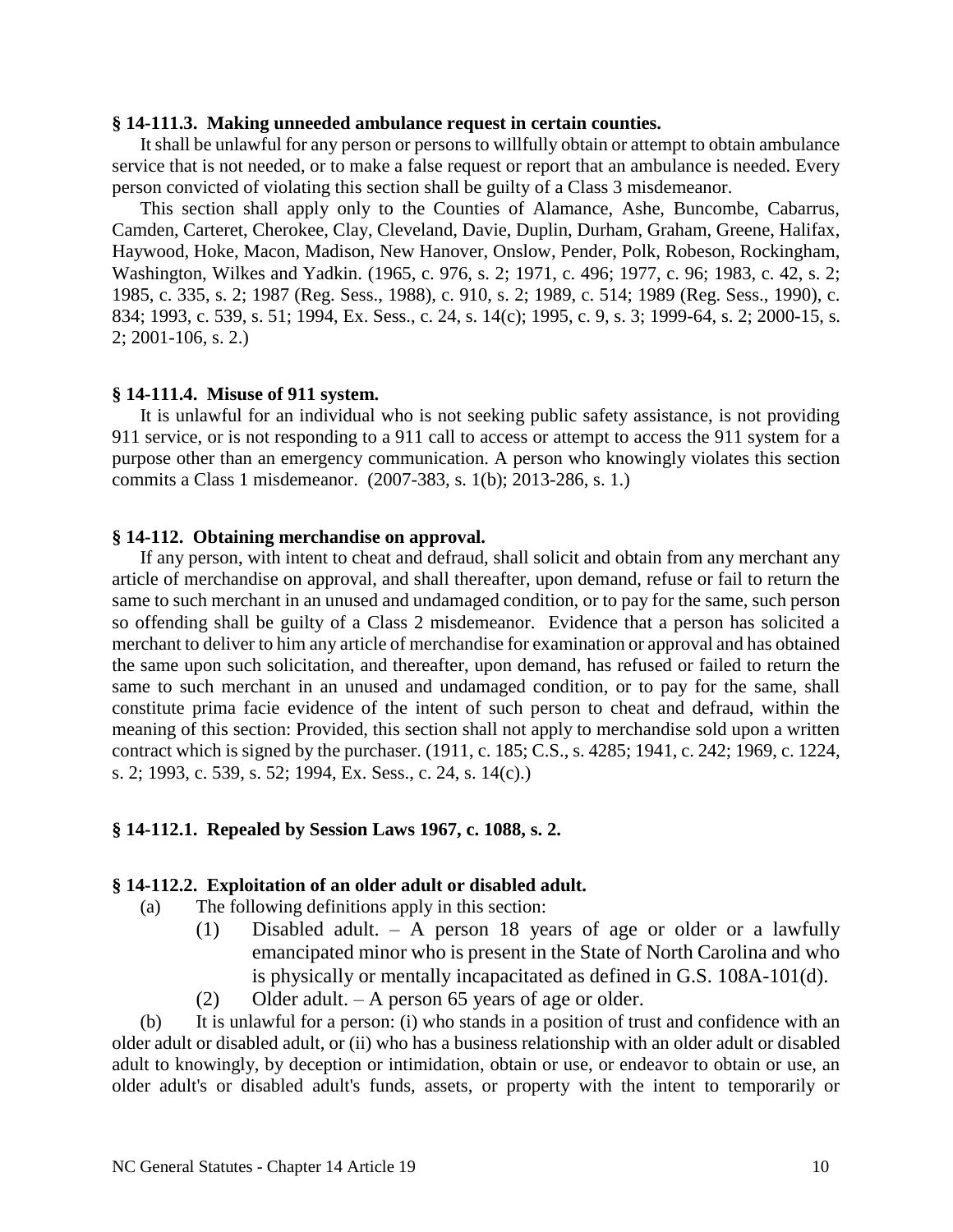**§ 14-111.3. Making unneeded ambulance request in certain counties.**

It shall be unlawful for any person or persons to willfully obtain or attempt to obtain ambulance service that is not needed, or to make a false request or report that an ambulance is needed. Every person convicted of violating this section shall be guilty of a Class 3 misdemeanor.

This section shall apply only to the Counties of Alamance, Ashe, Buncombe, Cabarrus, Camden, Carteret, Cherokee, Clay, Cleveland, Davie, Duplin, Durham, Graham, Greene, Halifax, Haywood, Hoke, Macon, Madison, New Hanover, Onslow, Pender, Polk, Robeson, Rockingham, Washington, Wilkes and Yadkin. (1965, c. 976, s. 2; 1971, c. 496; 1977, c. 96; 1983, c. 42, s. 2; 1985, c. 335, s. 2; 1987 (Reg. Sess., 1988), c. 910, s. 2; 1989, c. 514; 1989 (Reg. Sess., 1990), c. 834; 1993, c. 539, s. 51; 1994, Ex. Sess., c. 24, s. 14(c); 1995, c. 9, s. 3; 1999-64, s. 2; 2000-15, s. 2; 2001-106, s. 2.)

**§ 14-111.4. Misuse of 911 system.**

It is unlawful for an individual who is not seeking public safety assistance, is not providing 911 service, or is not responding to a 911 call to access or attempt to access the 911 system for a purpose other than an emergency communication. A person who knowingly violates this section commits a Class 1 misdemeanor. (2007-383, s. 1(b); 2013-286, s. 1.)

**§ 14-112. Obtaining merchandise on approval.**

If any person, with intent to cheat and defraud, shall solicit and obtain from any merchant any article of merchandise on approval, and shall thereafter, upon demand, refuse or fail to return the same to such merchant in an unused and undamaged condition, or to pay for the same, such person so offending shall be guilty of a Class 2 misdemeanor. Evidence that a person has solicited a merchant to deliver to him any article of merchandise for examination or approval and has obtained the same upon such solicitation, and thereafter, upon demand, has refused or failed to return the same to such merchant in an unused and undamaged condition, or to pay for the same, shall constitute prima facie evidence of the intent of such person to cheat and defraud, within the meaning of this section: Provided, this section shall not apply to merchandise sold upon a written contract which is signed by the purchaser. (1911, c. 185; C.S., s. 4285; 1941, c. 242; 1969, c. 1224, s. 2; 1993, c. 539, s. 52; 1994, Ex. Sess., c. 24, s. 14(c).)

**§ 14-112.1. Repealed by Session Laws 1967, c. 1088, s. 2.**

**§ 14-112.2. Exploitation of an older adult or disabled adult.**

(a) The following definitions apply in this section:

(1) Disabled adult. – A person 18 years of age or older or a lawfully emancipated minor who is present in the State of North Carolina and who is physically or mentally incapacitated as defined in G.S. 108A-101(d).

(2) Older adult. – A person 65 years of age or older.

(b) It is unlawful for a person: (i) who stands in a position of trust and confidence with an older adult or disabled adult, or (ii) who has a business relationship with an older adult or disabled adult to knowingly, by deception or intimidation, obtain or use, or endeavor to obtain or use, an older adult's or disabled adult's funds, assets, or property with the intent to temporarily or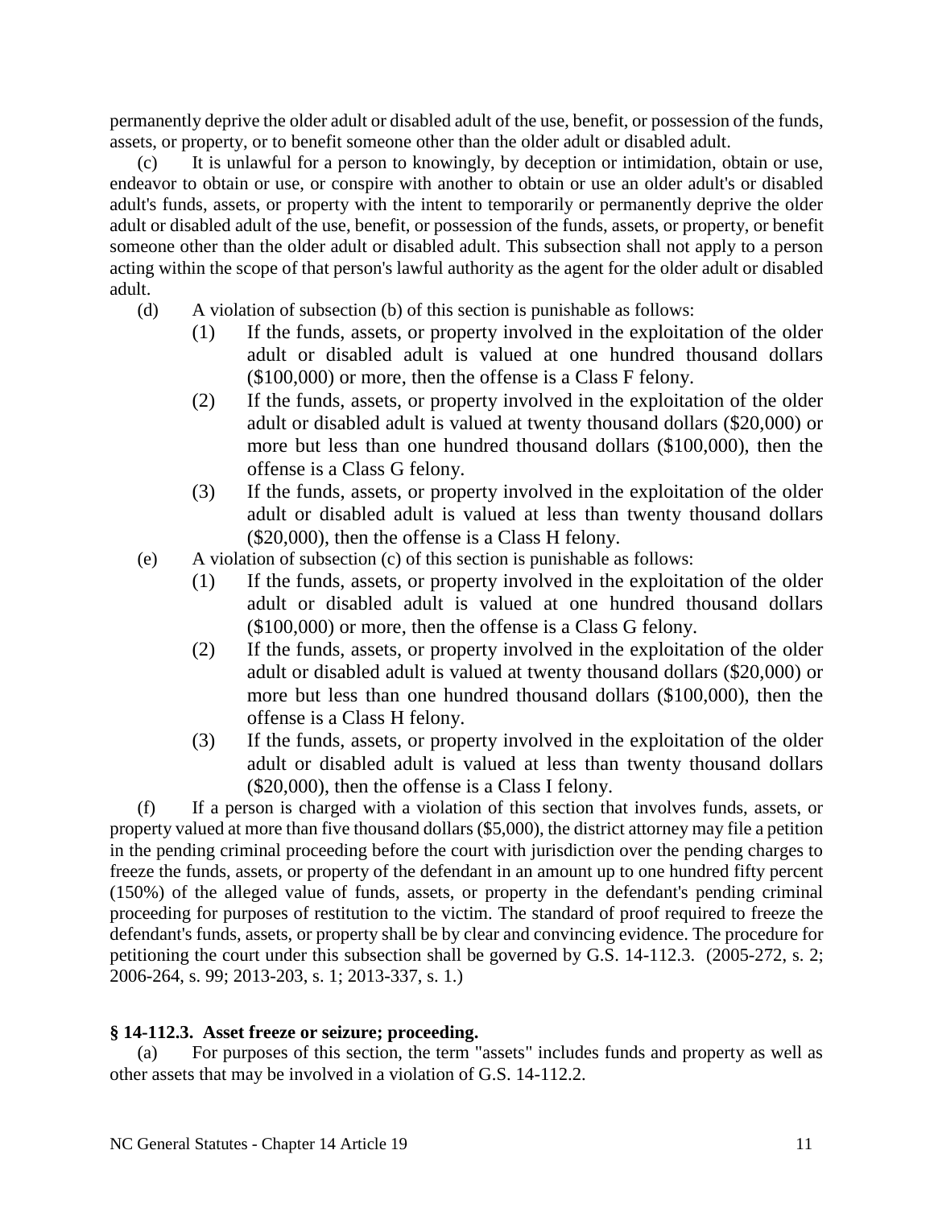permanently deprive the older adult or disabled adult of the use, benefit, or possession of the funds, assets, or property, or to benefit someone other than the older adult or disabled adult.

(c) It is unlawful for a person to knowingly, by deception or intimidation, obtain or use, endeavor to obtain or use, or conspire with another to obtain or use an older adult's or disabled adult's funds, assets, or property with the intent to temporarily or permanently deprive the older adult or disabled adult of the use, benefit, or possession of the funds, assets, or property, or benefit someone other than the older adult or disabled adult. This subsection shall not apply to a person acting within the scope of that person's lawful authority as the agent for the older adult or disabled adult.

(d) A violation of subsection (b) of this section is punishable as follows:

- (1) If the funds, assets, or property involved in the exploitation of the older adult or disabled adult is valued at one hundred thousand dollars ($100,000) or more, then the offense is a Class F felony.
- (2) If the funds, assets, or property involved in the exploitation of the older adult or disabled adult is valued at twenty thousand dollars ($20,000) or more but less than one hundred thousand dollars ($100,000), then the offense is a Class G felony.
- (3) If the funds, assets, or property involved in the exploitation of the older adult or disabled adult is valued at less than twenty thousand dollars ($20,000), then the offense is a Class H felony.

(e) A violation of subsection (c) of this section is punishable as follows:

- (1) If the funds, assets, or property involved in the exploitation of the older adult or disabled adult is valued at one hundred thousand dollars ($100,000) or more, then the offense is a Class G felony.
- (2) If the funds, assets, or property involved in the exploitation of the older adult or disabled adult is valued at twenty thousand dollars ($20,000) or more but less than one hundred thousand dollars ($100,000), then the offense is a Class H felony.
- (3) If the funds, assets, or property involved in the exploitation of the older adult or disabled adult is valued at less than twenty thousand dollars ($20,000), then the offense is a Class I felony.

(f) If a person is charged with a violation of this section that involves funds, assets, or property valued at more than five thousand dollars ($5,000), the district attorney may file a petition in the pending criminal proceeding before the court with jurisdiction over the pending charges to freeze the funds, assets, or property of the defendant in an amount up to one hundred fifty percent (150%) of the alleged value of funds, assets, or property in the defendant's pending criminal proceeding for purposes of restitution to the victim. The standard of proof required to freeze the defendant's funds, assets, or property shall be by clear and convincing evidence. The procedure for petitioning the court under this subsection shall be governed by G.S. 14-112.3. (2005-272, s. 2; 2006-264, s. 99; 2013-203, s. 1; 2013-337, s. 1.)

**§ 14-112.3. Asset freeze or seizure; proceeding.**

(a) For purposes of this section, the term "assets" includes funds and property as well as other assets that may be involved in a violation of G.S. 14-112.2.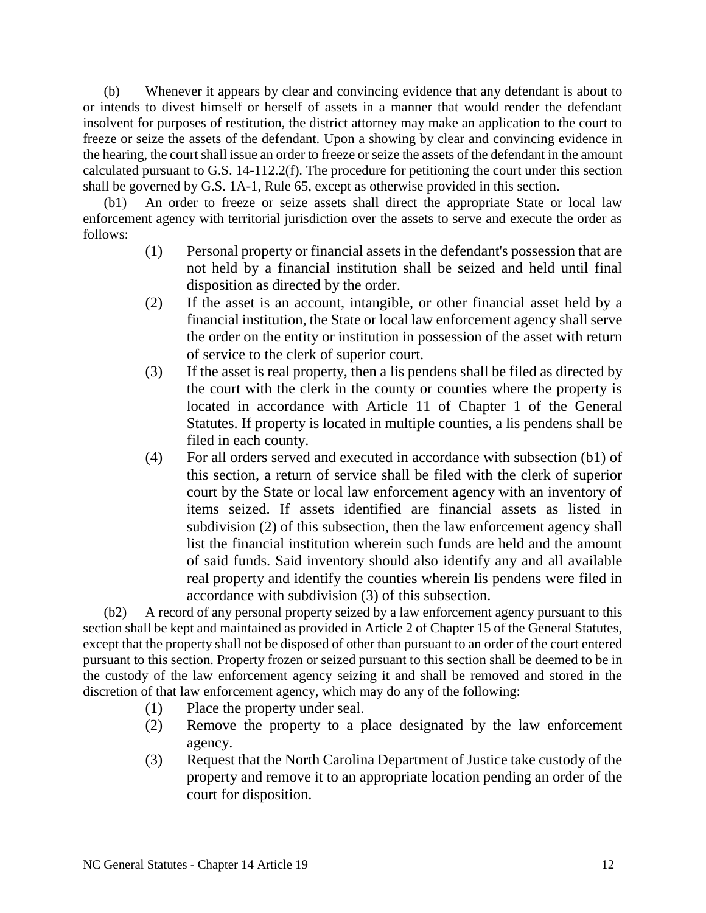(b) Whenever it appears by clear and convincing evidence that any defendant is about to or intends to divest himself or herself of assets in a manner that would render the defendant insolvent for purposes of restitution, the district attorney may make an application to the court to freeze or seize the assets of the defendant. Upon a showing by clear and convincing evidence in the hearing, the court shall issue an order to freeze or seize the assets of the defendant in the amount calculated pursuant to G.S. 14-112.2(f). The procedure for petitioning the court under this section shall be governed by G.S. 1A-1, Rule 65, except as otherwise provided in this section.

(b1) An order to freeze or seize assets shall direct the appropriate State or local law enforcement agency with territorial jurisdiction over the assets to serve and execute the order as follows:

- (1) Personal property or financial assets in the defendant's possession that are not held by a financial institution shall be seized and held until final disposition as directed by the order.
- (2) If the asset is an account, intangible, or other financial asset held by a financial institution, the State or local law enforcement agency shall serve the order on the entity or institution in possession of the asset with return of service to the clerk of superior court.
- (3) If the asset is real property, then a lis pendens shall be filed as directed by the court with the clerk in the county or counties where the property is located in accordance with Article 11 of Chapter 1 of the General Statutes. If property is located in multiple counties, a lis pendens shall be filed in each county.
- (4) For all orders served and executed in accordance with subsection (b1) of this section, a return of service shall be filed with the clerk of superior court by the State or local law enforcement agency with an inventory of items seized. If assets identified are financial assets as listed in subdivision (2) of this subsection, then the law enforcement agency shall list the financial institution wherein such funds are held and the amount of said funds. Said inventory should also identify any and all available real property and identify the counties wherein lis pendens were filed in accordance with subdivision (3) of this subsection.

(b2) A record of any personal property seized by a law enforcement agency pursuant to this section shall be kept and maintained as provided in Article 2 of Chapter 15 of the General Statutes, except that the property shall not be disposed of other than pursuant to an order of the court entered pursuant to this section. Property frozen or seized pursuant to this section shall be deemed to be in the custody of the law enforcement agency seizing it and shall be removed and stored in the discretion of that law enforcement agency, which may do any of the following:

- (1) Place the property under seal.
- (2) Remove the property to a place designated by the law enforcement agency.
- (3) Request that the North Carolina Department of Justice take custody of the property and remove it to an appropriate location pending an order of the court for disposition.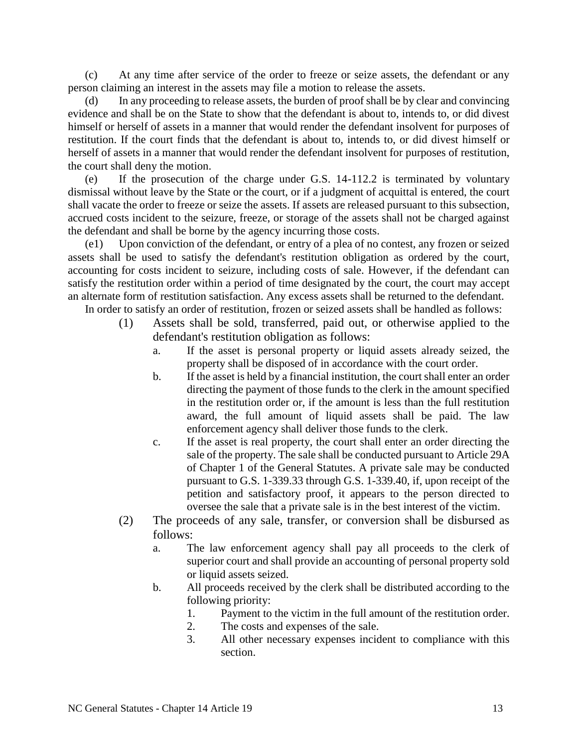(c) At any time after service of the order to freeze or seize assets, the defendant or any person claiming an interest in the assets may file a motion to release the assets.

(d) In any proceeding to release assets, the burden of proof shall be by clear and convincing evidence and shall be on the State to show that the defendant is about to, intends to, or did divest himself or herself of assets in a manner that would render the defendant insolvent for purposes of restitution. If the court finds that the defendant is about to, intends to, or did divest himself or herself of assets in a manner that would render the defendant insolvent for purposes of restitution, the court shall deny the motion.

(e) If the prosecution of the charge under G.S. 14-112.2 is terminated by voluntary dismissal without leave by the State or the court, or if a judgment of acquittal is entered, the court shall vacate the order to freeze or seize the assets. If assets are released pursuant to this subsection, accrued costs incident to the seizure, freeze, or storage of the assets shall not be charged against the defendant and shall be borne by the agency incurring those costs.

(e1) Upon conviction of the defendant, or entry of a plea of no contest, any frozen or seized assets shall be used to satisfy the defendant's restitution obligation as ordered by the court, accounting for costs incident to seizure, including costs of sale. However, if the defendant can satisfy the restitution order within a period of time designated by the court, the court may accept an alternate form of restitution satisfaction. Any excess assets shall be returned to the defendant.

In order to satisfy an order of restitution, frozen or seized assets shall be handled as follows:

- (1) Assets shall be sold, transferred, paid out, or otherwise applied to the defendant's restitution obligation as follows:
  - a. If the asset is personal property or liquid assets already seized, the property shall be disposed of in accordance with the court order.
  - b. If the asset is held by a financial institution, the court shall enter an order directing the payment of those funds to the clerk in the amount specified in the restitution order or, if the amount is less than the full restitution award, the full amount of liquid assets shall be paid. The law enforcement agency shall deliver those funds to the clerk.
  - c. If the asset is real property, the court shall enter an order directing the sale of the property. The sale shall be conducted pursuant to Article 29A of Chapter 1 of the General Statutes. A private sale may be conducted pursuant to G.S. 1-339.33 through G.S. 1-339.40, if, upon receipt of the petition and satisfactory proof, it appears to the person directed to oversee the sale that a private sale is in the best interest of the victim.
- (2) The proceeds of any sale, transfer, or conversion shall be disbursed as follows:
  - a. The law enforcement agency shall pay all proceeds to the clerk of superior court and shall provide an accounting of personal property sold or liquid assets seized.
  - b. All proceeds received by the clerk shall be distributed according to the following priority:
    1. Payment to the victim in the full amount of the restitution order.
    2. The costs and expenses of the sale.
    3. All other necessary expenses incident to compliance with this section.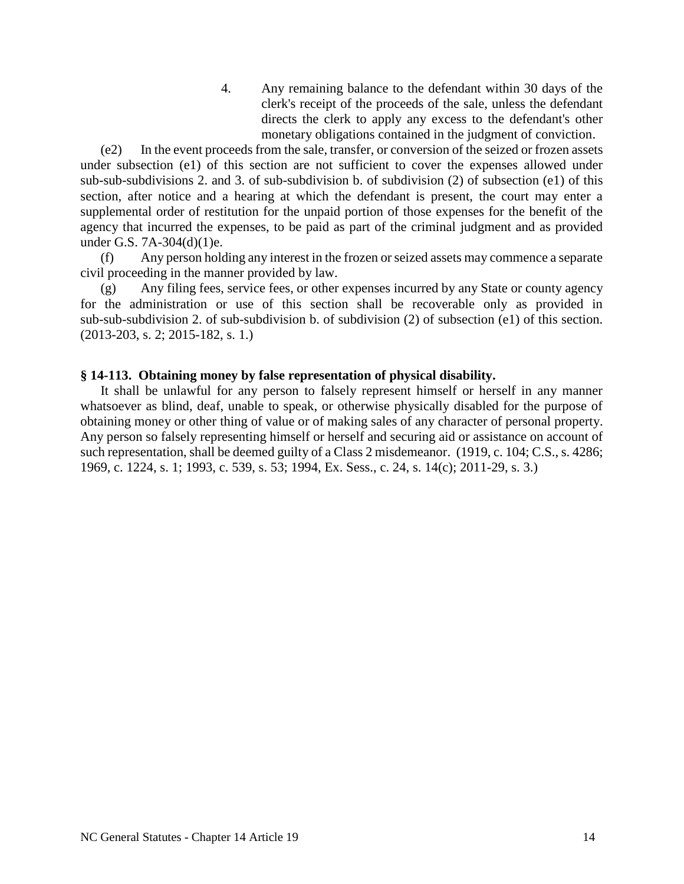4. Any remaining balance to the defendant within 30 days of the clerk's receipt of the proceeds of the sale, unless the defendant directs the clerk to apply any excess to the defendant's other monetary obligations contained in the judgment of conviction.

(e2) In the event proceeds from the sale, transfer, or conversion of the seized or frozen assets under subsection (e1) of this section are not sufficient to cover the expenses allowed under sub-sub-subdivisions 2. and 3. of sub-subdivision b. of subdivision (2) of subsection (e1) of this section, after notice and a hearing at which the defendant is present, the court may enter a supplemental order of restitution for the unpaid portion of those expenses for the benefit of the agency that incurred the expenses, to be paid as part of the criminal judgment and as provided under G.S. 7A-304(d)(1)e.

(f) Any person holding any interest in the frozen or seized assets may commence a separate civil proceeding in the manner provided by law.

(g) Any filing fees, service fees, or other expenses incurred by any State or county agency for the administration or use of this section shall be recoverable only as provided in sub-sub-subdivision 2. of sub-subdivision b. of subdivision (2) of subsection (e1) of this section. (2013-203, s. 2; 2015-182, s. 1.)

**§ 14-113. Obtaining money by false representation of physical disability.**

It shall be unlawful for any person to falsely represent himself or herself in any manner whatsoever as blind, deaf, unable to speak, or otherwise physically disabled for the purpose of obtaining money or other thing of value or of making sales of any character of personal property. Any person so falsely representing himself or herself and securing aid or assistance on account of such representation, shall be deemed guilty of a Class 2 misdemeanor. (1919, c. 104; C.S., s. 4286; 1969, c. 1224, s. 1; 1993, c. 539, s. 53; 1994, Ex. Sess., c. 24, s. 14(c); 2011-29, s. 3.)